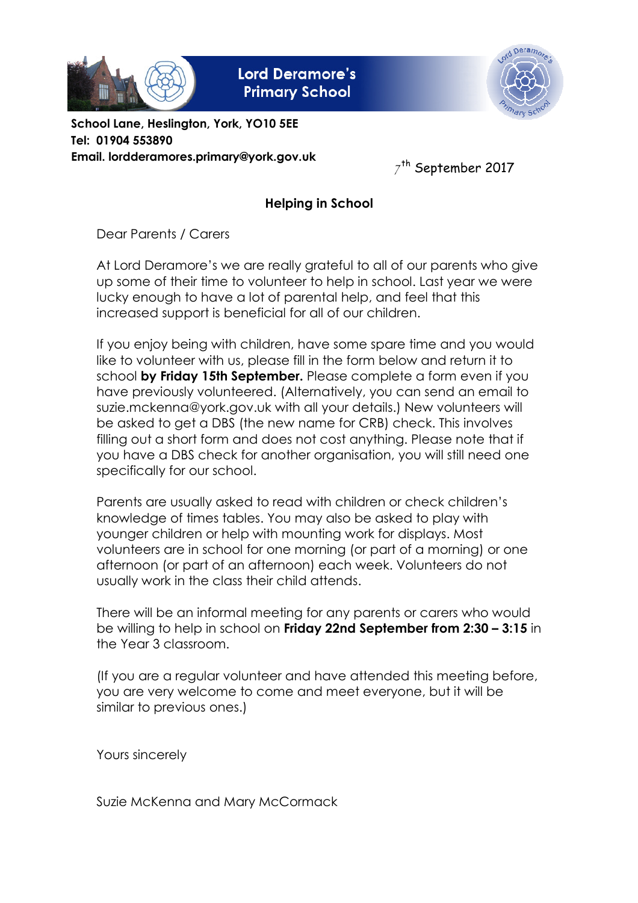**Lord Deramore's Primary School**

**School Lane, Heslington, York, YO10 5EE**
**Tel: 01904 553890**
**Email. lordderamores.primary@york.gov.uk**

7th September 2017

## Helping in School

Dear Parents / Carers

At Lord Deramore's we are really grateful to all of our parents who give up some of their time to volunteer to help in school. Last year we were lucky enough to have a lot of parental help, and feel that this increased support is beneficial for all of our children.

If you enjoy being with children, have some spare time and you would like to volunteer with us, please fill in the form below and return it to school **by Friday 15th September.** Please complete a form even if you have previously volunteered. (Alternatively, you can send an email to suzie.mckenna@york.gov.uk with all your details.) New volunteers will be asked to get a DBS (the new name for CRB) check. This involves filling out a short form and does not cost anything. Please note that if you have a DBS check for another organisation, you will still need one specifically for our school.

Parents are usually asked to read with children or check children's knowledge of times tables. You may also be asked to play with younger children or help with mounting work for displays. Most volunteers are in school for one morning (or part of a morning) or one afternoon (or part of an afternoon) each week. Volunteers do not usually work in the class their child attends.

There will be an informal meeting for any parents or carers who would be willing to help in school on **Friday 22nd September from 2:30 – 3:15** in the Year 3 classroom.

(If you are a regular volunteer and have attended this meeting before, you are very welcome to come and meet everyone, but it will be similar to previous ones.)

Yours sincerely

Suzie McKenna and Mary McCormack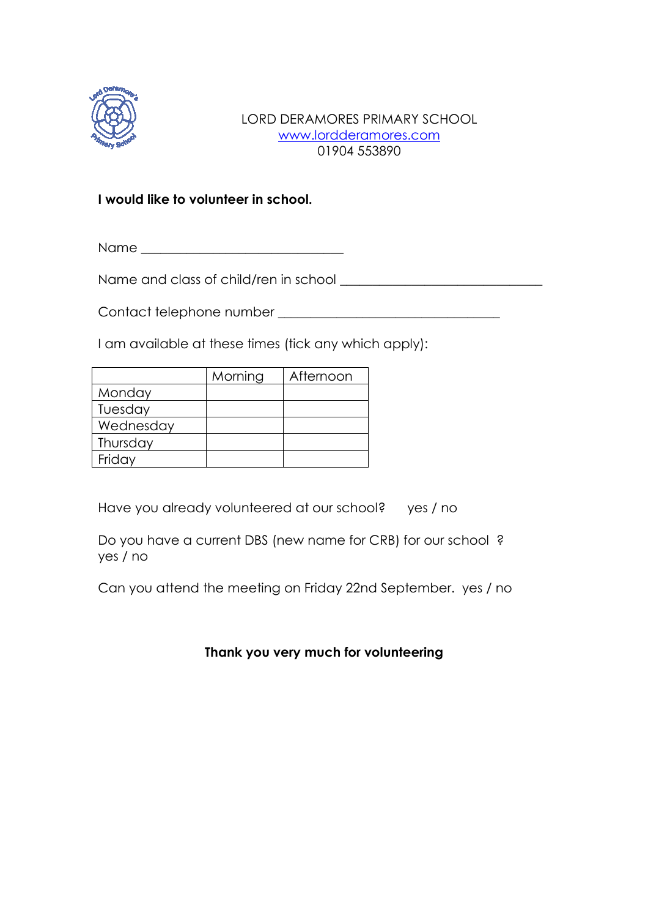LORD DERAMORES PRIMARY SCHOOL
www.lordderamores.com
01904 553890

**I would like to volunteer in school.**

Name ______________________________

Name and class of child/ren in school ______________________________

Contact telephone number _________________________________

I am available at these times (tick any which apply):

| | Morning | Afternoon |
|---|---|---|
| Monday | | |
| Tuesday | | |
| Wednesday | | |
| Thursday | | |
| Friday | | |

Have you already volunteered at our school? yes / no

Do you have a current DBS (new name for CRB) for our school ? yes / no

Can you attend the meeting on Friday 22nd September. yes / no

**Thank you very much for volunteering**